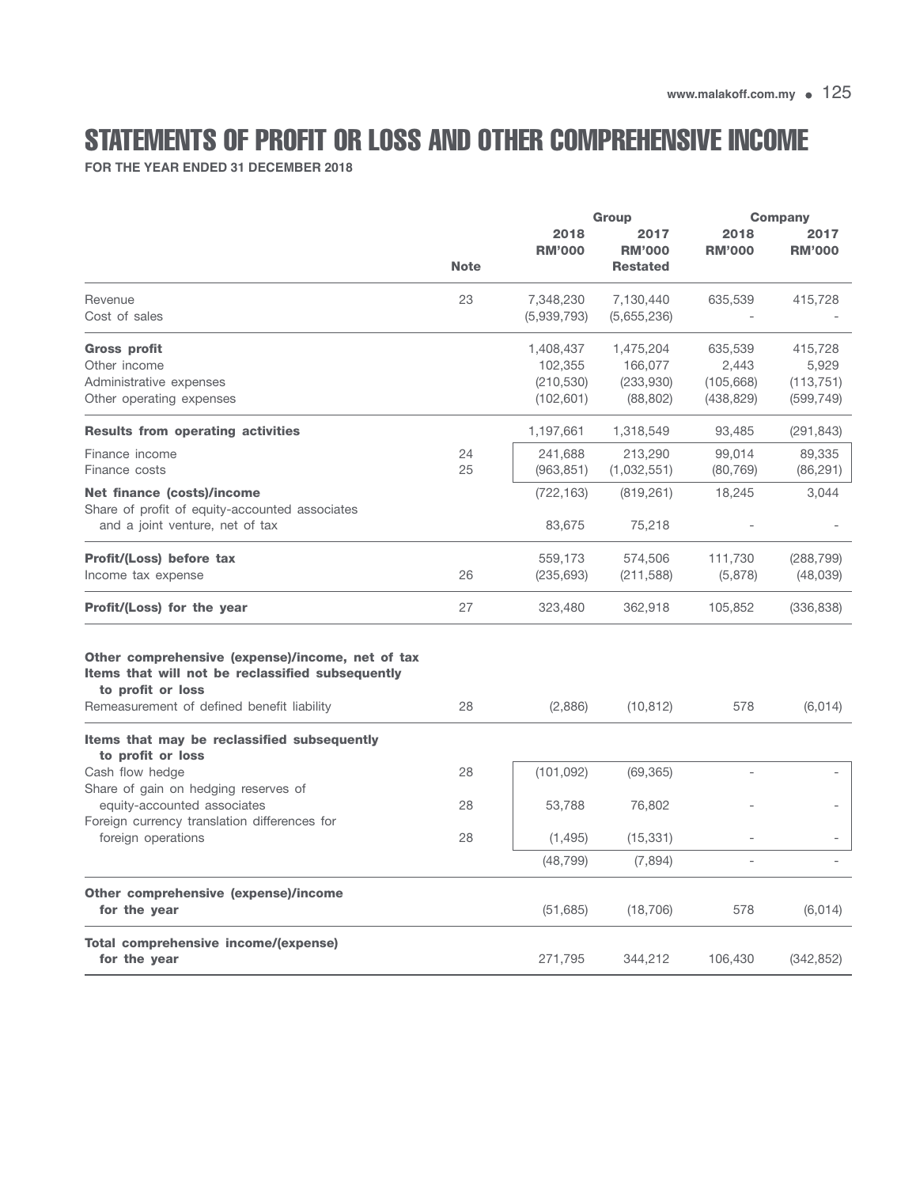# STATEMENTS OF PROFIT OR LOSS AND OTHER COMPREHENSIVE INCOME

**FOR THE YEAR ENDED 31 DECEMBER 2018**

| | Note | Group 2018 RM'000 | Group 2017 RM'000 Restated | Company 2018 RM'000 | Company 2017 RM'000 |
|---|---|---|---|---|---|
| Revenue | 23 | 7,348,230 | 7,130,440 | 635,539 | 415,728 |
| Cost of sales | | (5,939,793) | (5,655,236) | - | - |
| **Gross profit** | | 1,408,437 | 1,475,204 | 635,539 | 415,728 |
| Other income | | 102,355 | 166,077 | 2,443 | 5,929 |
| Administrative expenses | | (210,530) | (233,930) | (105,668) | (113,751) |
| Other operating expenses | | (102,601) | (88,802) | (438,829) | (599,749) |
| **Results from operating activities** | | 1,197,661 | 1,318,549 | 93,485 | (291,843) |
| Finance income | 24 | 241,688 | 213,290 | 99,014 | 89,335 |
| Finance costs | 25 | (963,851) | (1,032,551) | (80,769) | (86,291) |
| **Net finance (costs)/income** | | (722,163) | (819,261) | 18,245 | 3,044 |
| Share of profit of equity-accounted associates and a joint venture, net of tax | | 83,675 | 75,218 | - | - |
| **Profit/(Loss) before tax** | | 559,173 | 574,506 | 111,730 | (288,799) |
| Income tax expense | 26 | (235,693) | (211,588) | (5,878) | (48,039) |
| **Profit/(Loss) for the year** | 27 | 323,480 | 362,918 | 105,852 | (336,838) |
| **Other comprehensive (expense)/income, net of tax** | | | | | |
| **Items that will not be reclassified subsequently to profit or loss** | | | | | |
| Remeasurement of defined benefit liability | 28 | (2,886) | (10,812) | 578 | (6,014) |
| **Items that may be reclassified subsequently to profit or loss** | | | | | |
| Cash flow hedge | 28 | (101,092) | (69,365) | - | - |
| Share of gain on hedging reserves of equity-accounted associates | 28 | 53,788 | 76,802 | - | - |
| Foreign currency translation differences for foreign operations | 28 | (1,495) | (15,331) | - | - |
| | | (48,799) | (7,894) | - | - |
| **Other comprehensive (expense)/income for the year** | | (51,685) | (18,706) | 578 | (6,014) |
| **Total comprehensive income/(expense) for the year** | | 271,795 | 344,212 | 106,430 | (342,852) |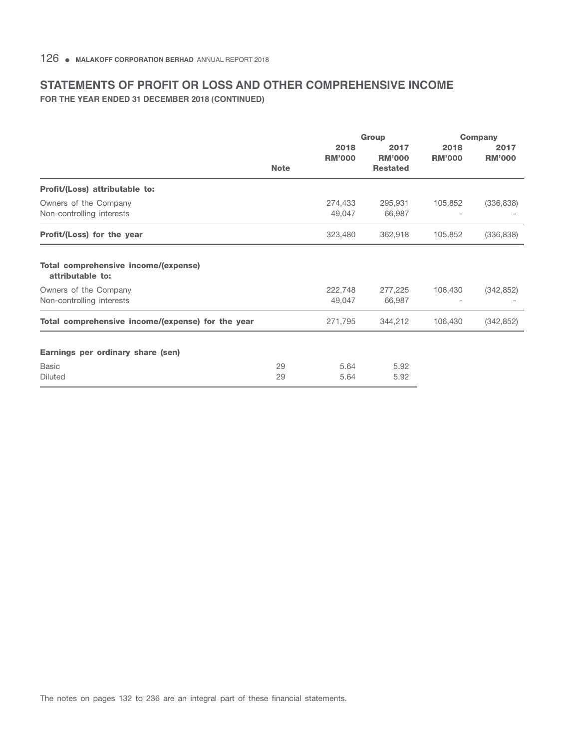## STATEMENTS OF PROFIT OR LOSS AND OTHER COMPREHENSIVE INCOME

**FOR THE YEAR ENDED 31 DECEMBER 2018 (CONTINUED)**

| | | Group | | Company | |
|---|---|---|---|---|---|
| | Note | 2018 RM'000 | 2017 RM'000 Restated | 2018 RM'000 | 2017 RM'000 |
| **Profit/(Loss) attributable to:** | | | | | |
| Owners of the Company | | 274,433 | 295,931 | 105,852 | (336,838) |
| Non-controlling interests | | 49,047 | 66,987 | - | - |
| **Profit/(Loss) for the year** | | 323,480 | 362,918 | 105,852 | (336,838) |
| **Total comprehensive income/(expense) attributable to:** | | | | | |
| Owners of the Company | | 222,748 | 277,225 | 106,430 | (342,852) |
| Non-controlling interests | | 49,047 | 66,987 | - | - |
| **Total comprehensive income/(expense) for the year** | | 271,795 | 344,212 | 106,430 | (342,852) |
| **Earnings per ordinary share (sen)** | | | | | |
| Basic | 29 | 5.64 | 5.92 | | |
| Diluted | 29 | 5.64 | 5.92 | | |

The notes on pages 132 to 236 are an integral part of these financial statements.